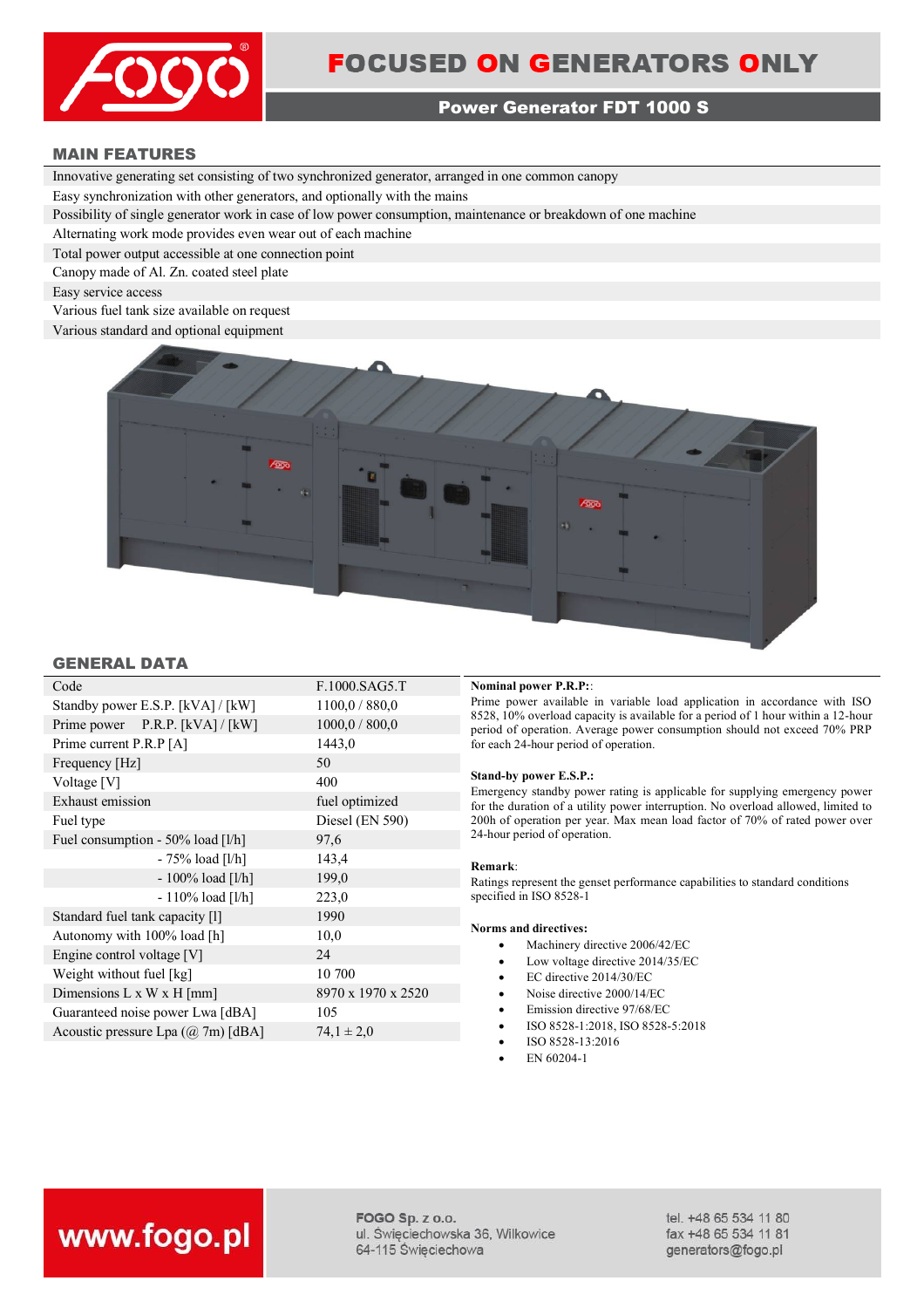# FOCUSED ON GENERATORS ONLY

## Power Generator FDT 1000 S

## MAIN FEATURES

- Innovative generating set consisting of two synchronized generator, arranged in one common canopy
- Easy synchronization with other generators, and optionally with the mains
- Possibility of single generator work in case of low power consumption, maintenance or breakdown of one machine
- Alternating work mode provides even wear out of each machine
- Total power output accessible at one connection point
- Canopy made of Al. Zn. coated steel plate
- Easy service access
- Various fuel tank size available on request
- Various standard and optional equipment

## GENERAL DATA

| | |
|---|---|
| Code | F.1000.SAG5.T |
| Standby power E.S.P. [kVA] / [kW] | 1100,0 / 880,0 |
| Prime power P.R.P. [kVA] / [kW] | 1000,0 / 800,0 |
| Prime current P.R.P [A] | 1443,0 |
| Frequency [Hz] | 50 |
| Voltage [V] | 400 |
| Exhaust emission | fuel optimized |
| Fuel type | Diesel (EN 590) |
| Fuel consumption - 50% load [l/h] | 97,6 |
| - 75% load [l/h] | 143,4 |
| - 100% load [l/h] | 199,0 |
| - 110% load [l/h] | 223,0 |
| Standard fuel tank capacity [l] | 1990 |
| Autonomy with 100% load [h] | 10,0 |
| Engine control voltage [V] | 24 |
| Weight without fuel [kg] | 10 700 |
| Dimensions L x W x H [mm] | 8970 x 1970 x 2520 |
| Guaranteed noise power Lwa [dBA] | 105 |
| Acoustic pressure Lpa (@ 7m) [dBA] | 74,1 ± 2,0 |

**Nominal power P.R.P:**:
Prime power available in variable load application in accordance with ISO 8528, 10% overload capacity is available for a period of 1 hour within a 12-hour period of operation. Average power consumption should not exceed 70% PRP for each 24-hour period of operation.

**Stand-by power E.S.P.:**
Emergency standby power rating is applicable for supplying emergency power for the duration of a utility power interruption. No overload allowed, limited to 200h of operation per year. Max mean load factor of 70% of rated power over 24-hour period of operation.

**Remark**:
Ratings represent the genset performance capabilities to standard conditions specified in ISO 8528-1

**Norms and directives:**

- Machinery directive 2006/42/EC
- Low voltage directive 2014/35/EC
- EC directive 2014/30/EC
- Noise directive 2000/14/EC
- Emission directive 97/68/EC
- ISO 8528-1:2018, ISO 8528-5:2018
- ISO 8528-13:2016
- EN 60204-1

www.fogo.pl

**FOGO Sp. z o.o.**
ul. Święciechowska 36, Wilkowice
64-115 Święciechowa

tel. +48 65 534 11 80
fax +48 65 534 11 81
generators@fogo.pl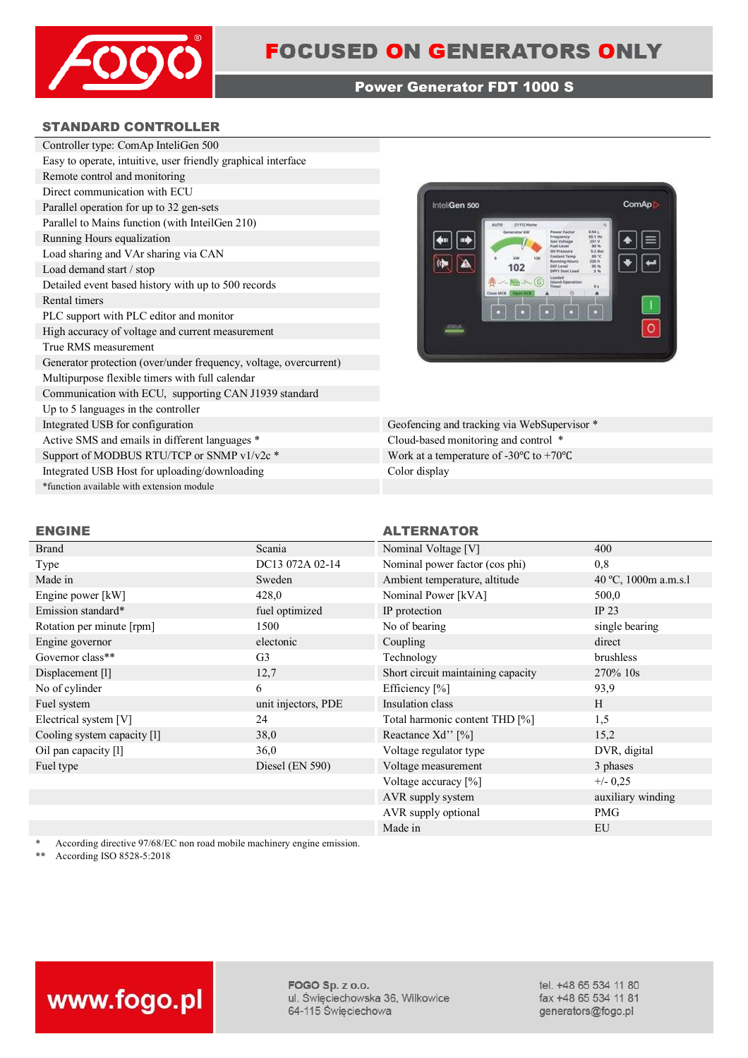# FOCUSED ON GENERATORS ONLY

## Power Generator FDT 1000 S

## STANDARD CONTROLLER

- Controller type: ComAp InteliGen 500
- Easy to operate, intuitive, user friendly graphical interface
- Remote control and monitoring
- Direct communication with ECU
- Parallel operation for up to 32 gen-sets
- Parallel to Mains function (with InteilGen 210)
- Running Hours equalization
- Load sharing and VAr sharing via CAN
- Load demand start / stop
- Detailed event based history with up to 500 records
- Rental timers
- PLC support with PLC editor and monitor
- High accuracy of voltage and current measurement
- True RMS measurement
- Generator protection (over/under frequency, voltage, overcurrent)
- Multipurpose flexible timers with full calendar
- Communication with ECU, supporting CAN J1939 standard
- Up to 5 languages in the controller
- Integrated USB for configuration
- Active SMS and emails in different languages *
- Support of MODBUS RTU/TCP or SNMP v1/v2c *
- Integrated USB Host for uploading/downloading
- Geofencing and tracking via WebSupervisor *
- Cloud-based monitoring and control *
- Work at a temperature of -30℃ to +70℃
- Color display

*function available with extension module

## ENGINE

| | |
|---|---|
| Brand | Scania |
| Type | DC13 072A 02-14 |
| Made in | Sweden |
| Engine power [kW] | 428,0 |
| Emission standard* | fuel optimized |
| Rotation per minute [rpm] | 1500 |
| Engine governor | electonic |
| Governor class** | G3 |
| Displacement [l] | 12,7 |
| No of cylinder | 6 |
| Fuel system | unit injectors, PDE |
| Electrical system [V] | 24 |
| Cooling system capacity [l] | 38,0 |
| Oil pan capacity [l] | 36,0 |
| Fuel type | Diesel (EN 590) |

## ALTERNATOR

| | |
|---|---|
| Nominal Voltage [V] | 400 |
| Nominal power factor (cos phi) | 0,8 |
| Ambient temperature, altitude | 40 ºC, 1000m a.m.s.l |
| Nominal Power [kVA] | 500,0 |
| IP protection | IP 23 |
| No of bearing | single bearing |
| Coupling | direct |
| Technology | brushless |
| Short circuit maintaining capacity | 270% 10s |
| Efficiency [%] | 93,9 |
| Insulation class | H |
| Total harmonic content THD [%] | 1,5 |
| Reactance Xd'' [%] | 15,2 |
| Voltage regulator type | DVR, digital |
| Voltage measurement | 3 phases |
| Voltage accuracy [%] | +/- 0,25 |
| AVR supply system | auxiliary winding |
| AVR supply optional | PMG |
| Made in | EU |

\* According directive 97/68/EC non road mobile machinery engine emission.

\** According ISO 8528-5:2018

www.fogo.pl

FOGO Sp. z o.o.
ul. Święciechowska 36, Wilkowice
64-115 Święciechowa

tel. +48 65 534 11 80
fax +48 65 534 11 81
generators@fogo.pl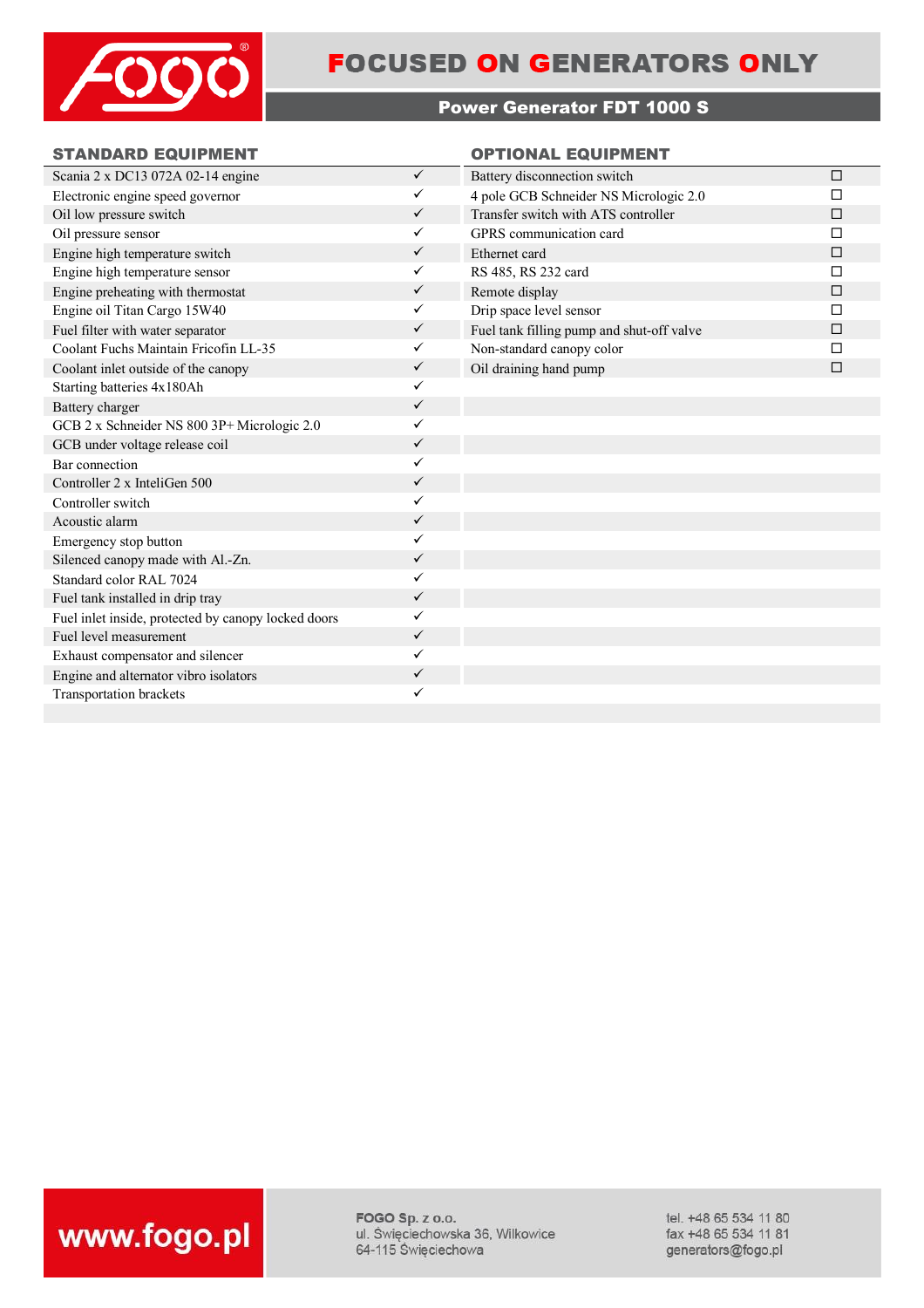# FOCUSED ON GENERATORS ONLY

## Power Generator FDT 1000 S

### STANDARD EQUIPMENT

| Item | |
|---|---|
| Scania 2 x DC13 072A 02-14 engine | ✓ |
| Electronic engine speed governor | ✓ |
| Oil low pressure switch | ✓ |
| Oil pressure sensor | ✓ |
| Engine high temperature switch | ✓ |
| Engine high temperature sensor | ✓ |
| Engine preheating with thermostat | ✓ |
| Engine oil Titan Cargo 15W40 | ✓ |
| Fuel filter with water separator | ✓ |
| Coolant Fuchs Maintain Fricofin LL-35 | ✓ |
| Coolant inlet outside of the canopy | ✓ |
| Starting batteries 4x180Ah | ✓ |
| Battery charger | ✓ |
| GCB 2 x Schneider NS 800 3P+ Micrologic 2.0 | ✓ |
| GCB under voltage release coil | ✓ |
| Bar connection | ✓ |
| Controller 2 x InteliGen 500 | ✓ |
| Controller switch | ✓ |
| Acoustic alarm | ✓ |
| Emergency stop button | ✓ |
| Silenced canopy made with Al.-Zn. | ✓ |
| Standard color RAL 7024 | ✓ |
| Fuel tank installed in drip tray | ✓ |
| Fuel inlet inside, protected by canopy locked doors | ✓ |
| Fuel level measurement | ✓ |
| Exhaust compensator and silencer | ✓ |
| Engine and alternator vibro isolators | ✓ |
| Transportation brackets | ✓ |

### OPTIONAL EQUIPMENT

| Item | |
|---|---|
| Battery disconnection switch | ☐ |
| 4 pole GCB Schneider NS Micrologic 2.0 | ☐ |
| Transfer switch with ATS controller | ☐ |
| GPRS communication card | ☐ |
| Ethernet card | ☐ |
| RS 485, RS 232 card | ☐ |
| Remote display | ☐ |
| Drip space level sensor | ☐ |
| Fuel tank filling pump and shut-off valve | ☐ |
| Non-standard canopy color | ☐ |
| Oil draining hand pump | ☐ |

www.fogo.pl

**FOGO Sp. z o.o.**
ul. Święciechowska 36, Wilkowice
64-115 Święciechowa

tel. +48 65 534 11 80
fax +48 65 534 11 81
generators@fogo.pl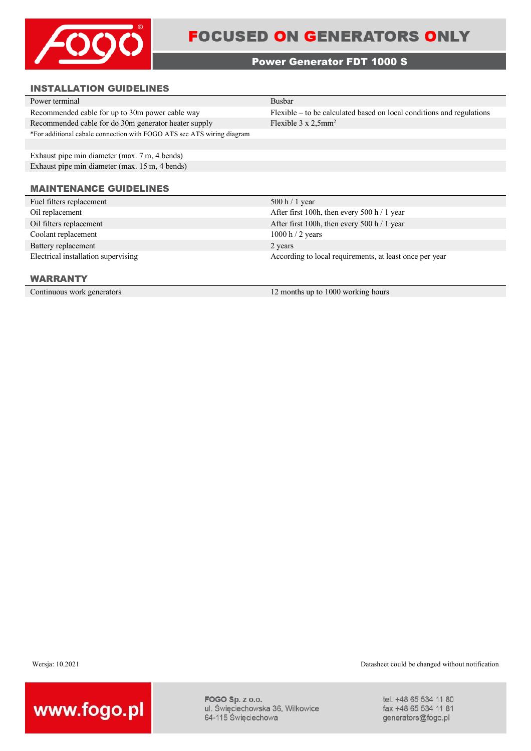# FOCUSED ON GENERATORS ONLY

## Power Generator FDT 1000 S

### INSTALLATION GUIDELINES

| | |
|---|---|
| Power terminal | Busbar |
| Recommended cable for up to 30m power cable way | Flexible – to be calculated based on local conditions and regulations |
| Recommended cable for do 30m generator heater supply | Flexible 3 x 2,5mm$^2$ |
| *For additional cabale connection with FOGO ATS see ATS wiring diagram | |
| | |
| Exhaust pipe min diameter (max. 7 m, 4 bends) | |
| Exhaust pipe min diameter (max. 15 m, 4 bends) | |

### MAINTENANCE GUIDELINES

| | |
|---|---|
| Fuel filters replacement | 500 h / 1 year |
| Oil replacement | After first 100h, then every 500 h / 1 year |
| Oil filters replacement | After first 100h, then every 500 h / 1 year |
| Coolant replacement | 1000 h / 2 years |
| Battery replacement | 2 years |
| Electrical installation supervising | According to local requirements, at least once per year |

### WARRANTY

| | |
|---|---|
| Continuous work generators | 12 months up to 1000 working hours |

Wersja: 10.2021

Datasheet could be changed without notification

www.fogo.pl

FOGO Sp. z o.o.
ul. Święciechowska 36, Wilkowice
64-115 Święciechowa

tel. +48 65 534 11 80
fax +48 65 534 11 81
generators@fogo.pl